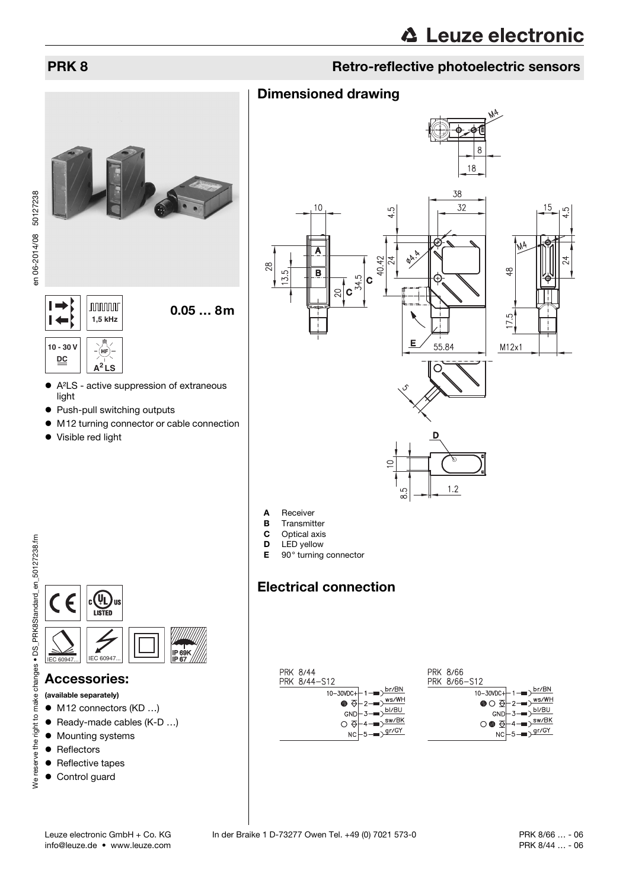# PRK 8

## Retro-reflective photoelectric sensors

1,5 kHz

**0.05 … 8m**

10 - 30 V DC

$A^2LS$

- A²LS - active suppression of extraneous light
- Push-pull switching outputs
- M12 turning connector or cable connection
- Visible red light

## Accessories:

**(available separately)**

- M12 connectors (KD …)
- Ready-made cables (K-D …)
- Mounting systems
- Reflectors
- Reflective tapes
- Control guard

## Dimensioned drawing

- **A** Receiver
- **B** Transmitter
- **C** Optical axis
- **D** LED yellow
- **E** 90° turning connector

## Electrical connection

PRK 8/44
PRK 8/44-S12

| | Pin | Wire |
|---|---|---|
| 10-30VDC+ | 1 | br/BN |
| | 2 | ws/WH |
| GND | 3 | bl/BU |
| | 4 | sw/BK |
| NC | 5 | gr/GY |

PRK 8/66
PRK 8/66-S12

| | Pin | Wire |
|---|---|---|
| 10-30VDC+ | 1 | br/BN |
| | 2 | ws/WH |
| GND | 3 | bl/BU |
| | 4 | sw/BK |
| NC | 5 | gr/GY |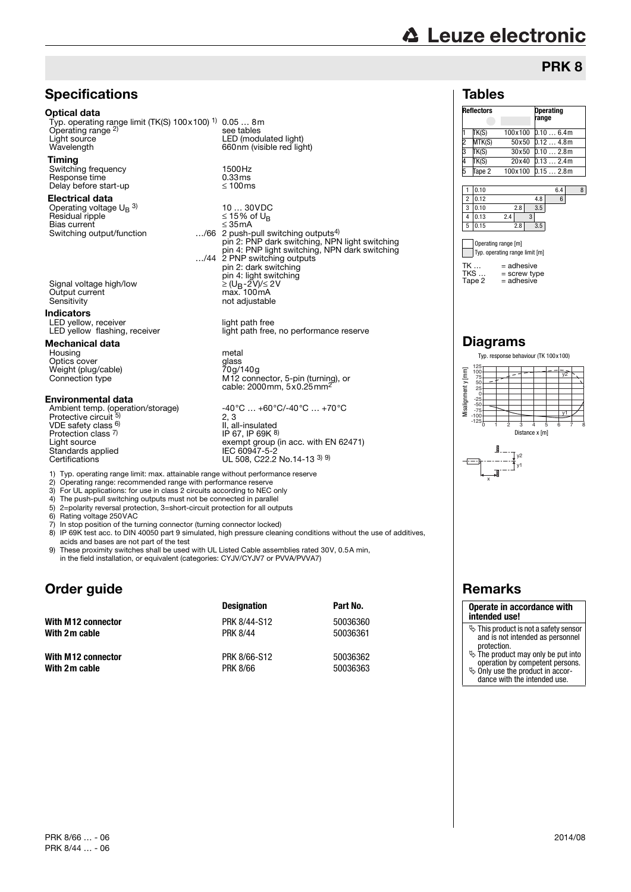# PRK 8

## Specifications

### Optical data

| | |
|---|---|
| Typ. operating range limit (TK(S) 100x100) [1] | 0.05 … 8m |
| Operating range [2] | see tables |
| Light source | LED (modulated light) |
| Wavelength | 660nm (visible red light) |

### Timing

| | |
|---|---|
| Switching frequency | 1500Hz |
| Response time | 0.33ms |
| Delay before start-up | ≤ 100ms |

### Electrical data

| | | |
|---|---|---|
| Operating voltage $U_B$ [3] | | 10 … 30VDC |
| Residual ripple | | ≤ 15% of $U_B$ |
| Bias current | | ≤ 35mA |
| Switching output/function | …/66 | 2 push-pull switching outputs[4]<br>pin 2: PNP dark switching, NPN light switching<br>pin 4: PNP light switching, NPN dark switching |
| | …/44 | 2 PNP switching outputs<br>pin 2: dark switching<br>pin 4: light switching |
| Signal voltage high/low | | ≥ ($U_B$-2V)/≤ 2V |
| Output current | | max. 100mA |
| Sensitivity | | not adjustable |

### Indicators

| | |
|---|---|
| LED yellow, receiver | light path free |
| LED yellow flashing, receiver | light path free, no performance reserve |

### Mechanical data

| | |
|---|---|
| Housing | metal |
| Optics cover | glass |
| Weight (plug/cable) | 70g/140g |
| Connection type | M12 connector, 5-pin (turning), or cable: 2000mm, 5x0.25mm² |

### Environmental data

| | |
|---|---|
| Ambient temp. (operation/storage) | -40°C … +60°C/-40°C … +70°C |
| Protective circuit [5] | 2, 3 |
| VDE safety class [6] | II, all-insulated |
| Protection class [7] | IP 67, IP 69K [8] |
| Light source | exempt group (in acc. with EN 62471) |
| Standards applied | IEC 60947-5-2 |
| Certifications | UL 508, C22.2 No.14-13 [3] [9] |

1) Typ. operating range limit: max. attainable range without performance reserve
2) Operating range: recommended range with performance reserve
3) For UL applications: for use in class 2 circuits according to NEC only
4) The push-pull switching outputs must not be connected in parallel
5) 2=polarity reversal protection, 3=short-circuit protection for all outputs
6) Rating voltage 250VAC
7) In stop position of the turning connector (turning connector locked)
8) IP 69K test acc. to DIN 40050 part 9 simulated, high pressure cleaning conditions without the use of additives, acids and bases are not part of the test
9) These proximity switches shall be used with UL Listed Cable assemblies rated 30V, 0.5A min, in the field installation, or equivalent (categories: CYJV/CYJV7 or PVVA/PVVA7)

## Tables

| | Reflectors | | Operating range |
|---|---|---|---|
| 1 | TK(S) | 100x100 | 0.10 … 6.4m |
| 2 | MTK(S) | 50x50 | 0.12 … 4.8m |
| 3 | TK(S) | 30x50 | 0.10 … 2.8m |
| 4 | TK(S) | 20x40 | 0.13 … 2.4m |
| 5 | Tape 2 | 100x100 | 0.15 … 2.8m |

1 0.10 6.4 8
2 0.12 4.8 6
3 0.10 2.8 3.5
4 0.13 2.4 3
5 0.15 2.8 3.5

Operating range [m]
Typ. operating range limit [m]

TK … = adhesive
TKS … = screw type
Tape 2 = adhesive

## Diagrams

Typ. response behaviour (TK 100x100)

Misalignment y [mm]
125 100 75 50 25 0 -25 -50 -75 -100 -125
0 1 2 3 4 5 6 7 8
Distance x [m]
y2
y1
x

## Order guide

| | Designation | Part No. |
|---|---|---|
| **With M12 connector** | PRK 8/44-S12 | 50036360 |
| **With 2m cable** | PRK 8/44 | 50036361 |
| **With M12 connector** | PRK 8/66-S12 | 50036362 |
| **With 2m cable** | PRK 8/66 | 50036363 |

## Remarks

**Operate in accordance with intended use!**

- This product is not a safety sensor and is not intended as personnel protection.
- The product may only be put into operation by competent persons.
- Only use the product in accordance with the intended use.

PRK 8/66 … - 06
PRK 8/44 … - 06

2014/08